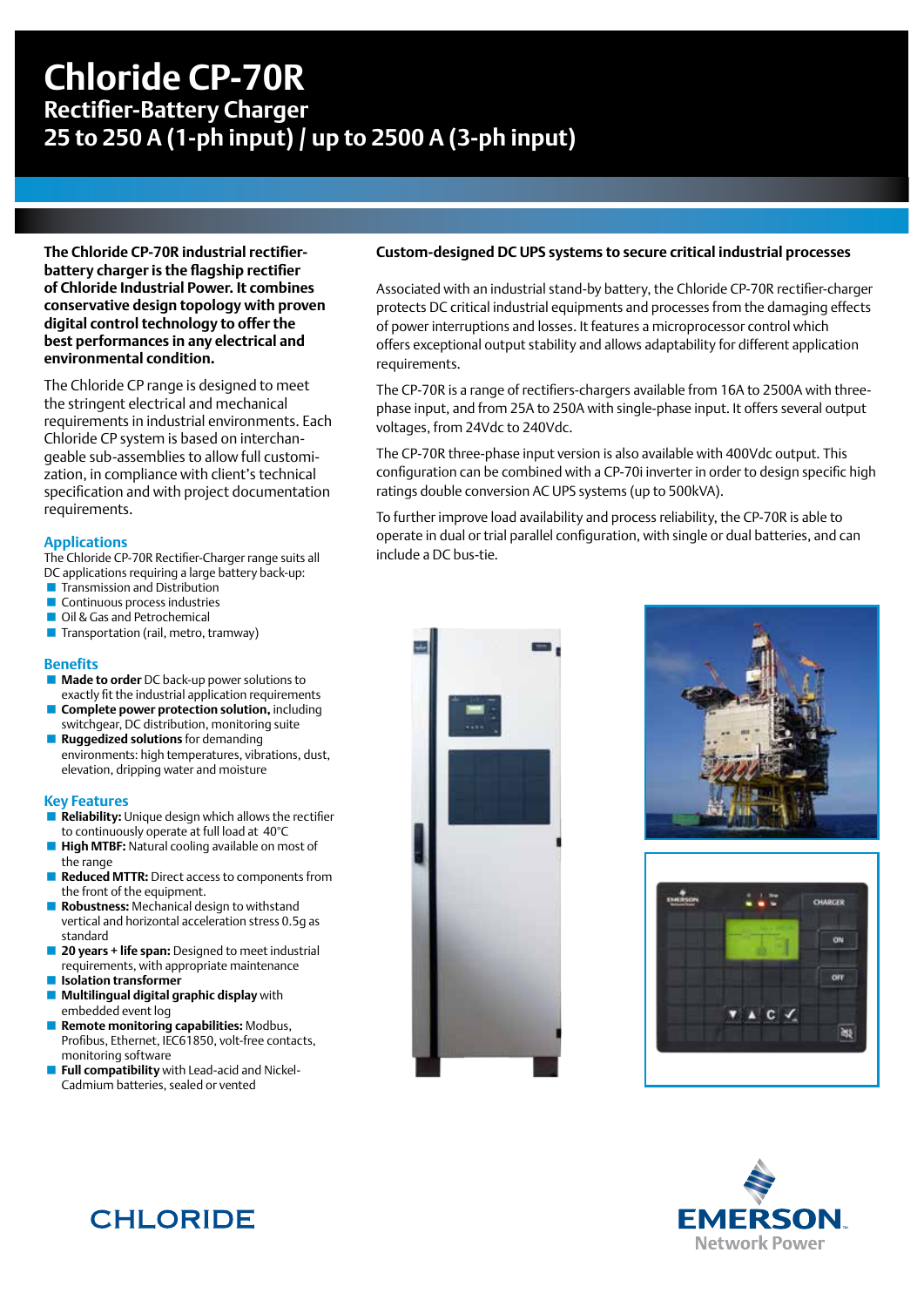# Chloride CP-70R

## Rectifier-Battery Charger

## 25 to 250 A (1-ph input) / up to 2500 A (3-ph input)

**The Chloride CP-70R industrial rectifier-battery charger is the flagship rectifier of Chloride Industrial Power. It combines conservative design topology with proven digital control technology to offer the best performances in any electrical and environmental condition.**

The Chloride CP range is designed to meet the stringent electrical and mechanical requirements in industrial environments. Each Chloride CP system is based on interchangeable sub-assemblies to allow full customization, in compliance with client's technical specification and with project documentation requirements.

### Applications

The Chloride CP-70R Rectifier-Charger range suits all DC applications requiring a large battery back-up:

- Transmission and Distribution
- Continuous process industries
- Oil & Gas and Petrochemical
- Transportation (rail, metro, tramway)

### Benefits

- **Made to order** DC back-up power solutions to exactly fit the industrial application requirements
- **Complete power protection solution,** including switchgear, DC distribution, monitoring suite
- **Ruggedized solutions** for demanding environments: high temperatures, vibrations, dust, elevation, dripping water and moisture

### Key Features

- **Reliability:** Unique design which allows the rectifier to continuously operate at full load at 40°C
- **High MTBF:** Natural cooling available on most of the range
- **Reduced MTTR:** Direct access to components from the front of the equipment.
- **Robustness:** Mechanical design to withstand vertical and horizontal acceleration stress 0.5g as standard
- **20 years + life span:** Designed to meet industrial requirements, with appropriate maintenance
- **Isolation transformer**
- **Multilingual digital graphic display** with embedded event log
- **Remote monitoring capabilities:** Modbus, Profibus, Ethernet, IEC61850, volt-free contacts, monitoring software
- **Full compatibility** with Lead-acid and Nickel-Cadmium batteries, sealed or vented

### Custom-designed DC UPS systems to secure critical industrial processes

Associated with an industrial stand-by battery, the Chloride CP-70R rectifier-charger protects DC critical industrial equipments and processes from the damaging effects of power interruptions and losses. It features a microprocessor control which offers exceptional output stability and allows adaptability for different application requirements.

The CP-70R is a range of rectifiers-chargers available from 16A to 2500A with three-phase input, and from 25A to 250A with single-phase input. It offers several output voltages, from 24Vdc to 240Vdc.

The CP-70R three-phase input version is also available with 400Vdc output. This configuration can be combined with a CP-70i inverter in order to design specific high ratings double conversion AC UPS systems (up to 500kVA).

To further improve load availability and process reliability, the CP-70R is able to operate in dual or trial parallel configuration, with single or dual batteries, and can include a DC bus-tie.

CHLORIDE

EMERSON Network Power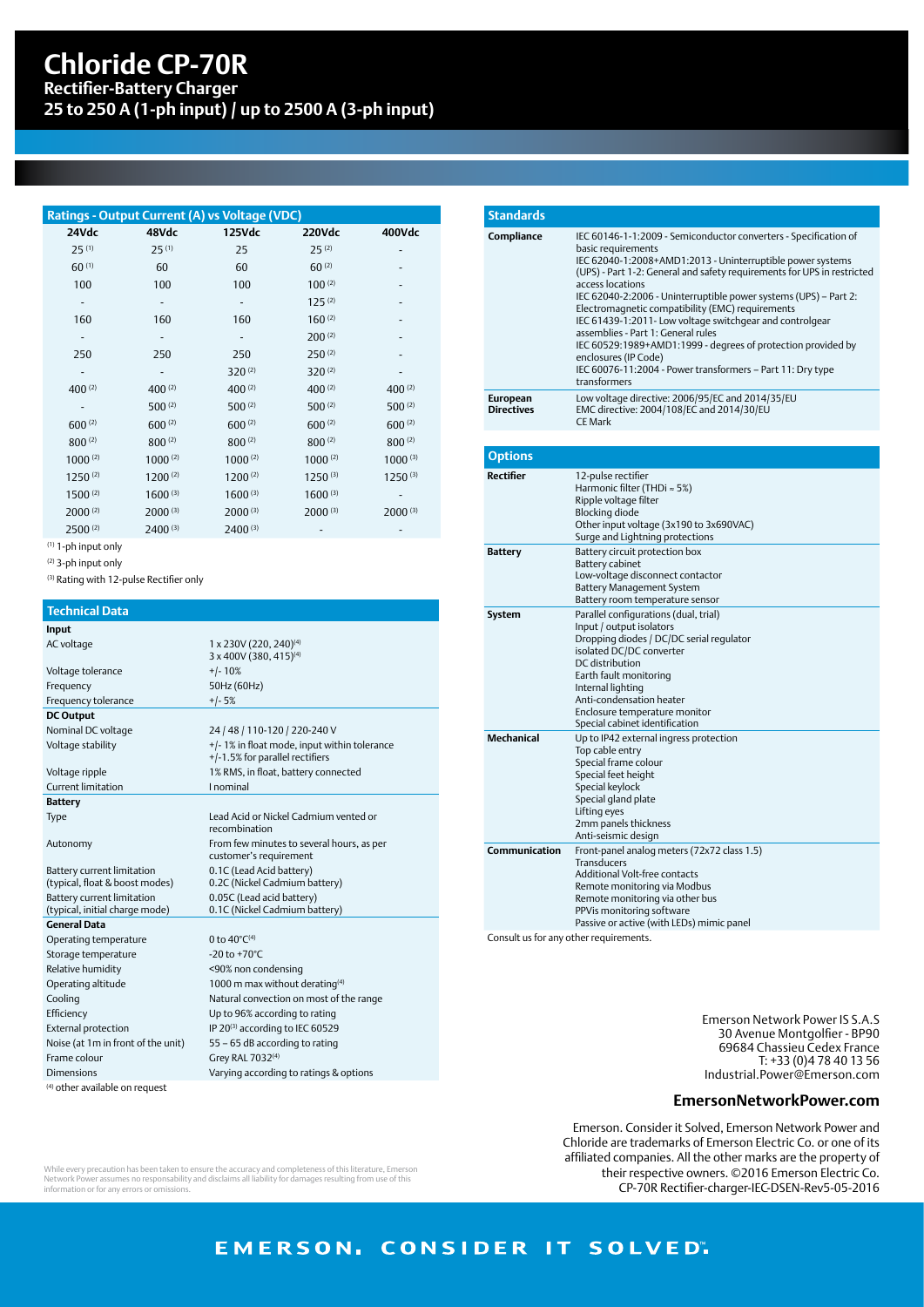# Chloride CP-70R

## Rectifier-Battery Charger

## 25 to 250 A (1-ph input) / up to 2500 A (3-ph input)

### Ratings - Output Current (A) vs Voltage (VDC)

| 24Vdc | 48Vdc | 125Vdc | 220Vdc | 400Vdc |
|---|---|---|---|---|
| 25 (1) | 25 (1) | 25 | 25 (2) | - |
| 60 (1) | 60 | 60 | 60 (2) | - |
| 100 | 100 | 100 | 100 (2) | - |
| - | - | - | 125 (2) | - |
| 160 | 160 | 160 | 160 (2) | - |
| - | - | - | 200 (2) | - |
| 250 | 250 | 250 | 250 (2) | - |
| - | - | 320 (2) | 320 (2) | - |
| 400 (2) | 400 (2) | 400 (2) | 400 (2) | 400 (2) |
| - | 500 (2) | 500 (2) | 500 (2) | 500 (2) |
| 600 (2) | 600 (2) | 600 (2) | 600 (2) | 600 (2) |
| 800 (2) | 800 (2) | 800 (2) | 800 (2) | 800 (2) |
| 1000 (2) | 1000 (2) | 1000 (2) | 1000 (2) | 1000 (3) |
| 1250 (2) | 1200 (2) | 1200 (2) | 1250 (3) | 1250 (3) |
| 1500 (2) | 1600 (3) | 1600 (3) | 1600 (3) | - |
| 2000 (2) | 2000 (3) | 2000 (3) | 2000 (3) | 2000 (3) |
| 2500 (2) | 2400 (3) | 2400 (3) | - | - |

(1) 1-ph input only

(2) 3-ph input only

(3) Rating with 12-pulse Rectifier only

### Technical Data

| | |
|---|---|
| **Input** | |
| AC voltage | 1 x 230V (220, 240)(4)<br>3 x 400V (380, 415)(4) |
| Voltage tolerance | +/- 10% |
| Frequency | 50Hz (60Hz) |
| Frequency tolerance | +/- 5% |
| **DC Output** | |
| Nominal DC voltage | 24 / 48 / 110-120 / 220-240 V |
| Voltage stability | +/- 1% in float mode, input within tolerance<br>+/-1.5% for parallel rectifiers |
| Voltage ripple | 1% RMS, in float, battery connected |
| Current limitation | I nominal |
| **Battery** | |
| Type | Lead Acid or Nickel Cadmium vented or recombination |
| Autonomy | From few minutes to several hours, as per customer's requirement |
| Battery current limitation (typical, float & boost modes) | 0.1C (Lead Acid battery)<br>0.2C (Nickel Cadmium battery) |
| Battery current limitation (typical, initial charge mode) | 0.05C (Lead acid battery)<br>0.1C (Nickel Cadmium battery) |
| **General Data** | |
| Operating temperature | 0 to 40°C(4) |
| Storage temperature | -20 to +70°C |
| Relative humidity | <90% non condensing |
| Operating altitude | 1000 m max without derating(4) |
| Cooling | Natural convection on most of the range |
| Efficiency | Up to 96% according to rating |
| External protection | IP 20(3) according to IEC 60529 |
| Noise (at 1m in front of the unit) | 55 – 65 dB according to rating |
| Frame colour | Grey RAL 7032(4) |
| Dimensions | Varying according to ratings & options |

(4) other available on request

### Standards

| | |
|---|---|
| **Compliance** | IEC 60146-1-1:2009 - Semiconductor converters - Specification of basic requirements<br>IEC 62040-1:2008+AMD1:2013 - Uninterruptible power systems (UPS) - Part 1-2: General and safety requirements for UPS in restricted access locations<br>IEC 62040-2:2006 - Uninterruptible power systems (UPS) – Part 2: Electromagnetic compatibility (EMC) requirements<br>IEC 61439-1:2011- Low voltage switchgear and controlgear assemblies - Part 1: General rules<br>IEC 60529:1989+AMD1:1999 - degrees of protection provided by enclosures (IP Code)<br>IEC 60076-11:2004 - Power transformers – Part 11: Dry type transformers |
| **European Directives** | Low voltage directive: 2006/95/EC and 2014/35/EU<br>EMC directive: 2004/108/EC and 2014/30/EU<br>CE Mark |

### Options

| | |
|---|---|
| **Rectifier** | 12-pulse rectifier<br>Harmonic filter (THDi ≈ 5%)<br>Ripple voltage filter<br>Blocking diode<br>Other input voltage (3x190 to 3x690VAC)<br>Surge and Lightning protections |
| **Battery** | Battery circuit protection box<br>Battery cabinet<br>Low-voltage disconnect contactor<br>Battery Management System<br>Battery room temperature sensor |
| **System** | Parallel configurations (dual, trial)<br>Input / output isolators<br>Dropping diodes / DC/DC serial regulator<br>isolated DC/DC converter<br>DC distribution<br>Earth fault monitoring<br>Internal lighting<br>Anti-condensation heater<br>Enclosure temperature monitor<br>Special cabinet identification |
| **Mechanical** | Up to IP42 external ingress protection<br>Top cable entry<br>Special frame colour<br>Special feet height<br>Special keylock<br>Special gland plate<br>Lifting eyes<br>2mm panels thickness<br>Anti-seismic design |
| **Communication** | Front-panel analog meters (72x72 class 1.5)<br>Transducers<br>Additional Volt-free contacts<br>Remote monitoring via Modbus<br>Remote monitoring via other bus<br>PPVis monitoring software<br>Passive or active (with LEDs) mimic panel |

Consult us for any other requirements.

Emerson Network Power IS S.A.S
30 Avenue Montgolfier - BP90
69684 Chassieu Cedex France
T: +33 (0)4 78 40 13 56
Industrial.Power@Emerson.com

**EmersonNetworkPower.com**

While every precaution has been taken to ensure the accuracy and completeness of this literature, Emerson Network Power assumes no responsability and disclaims all liability for damages resulting from use of this information or for any errors or omissions.

Emerson. Consider it Solved, Emerson Network Power and Chloride are trademarks of Emerson Electric Co. or one of its affiliated companies. All the other marks are the property of their respective owners. ©2016 Emerson Electric Co.
CP-70R Rectifier-charger-IEC-DSEN-Rev5-05-2016

EMERSON. CONSIDER IT SOLVED.™